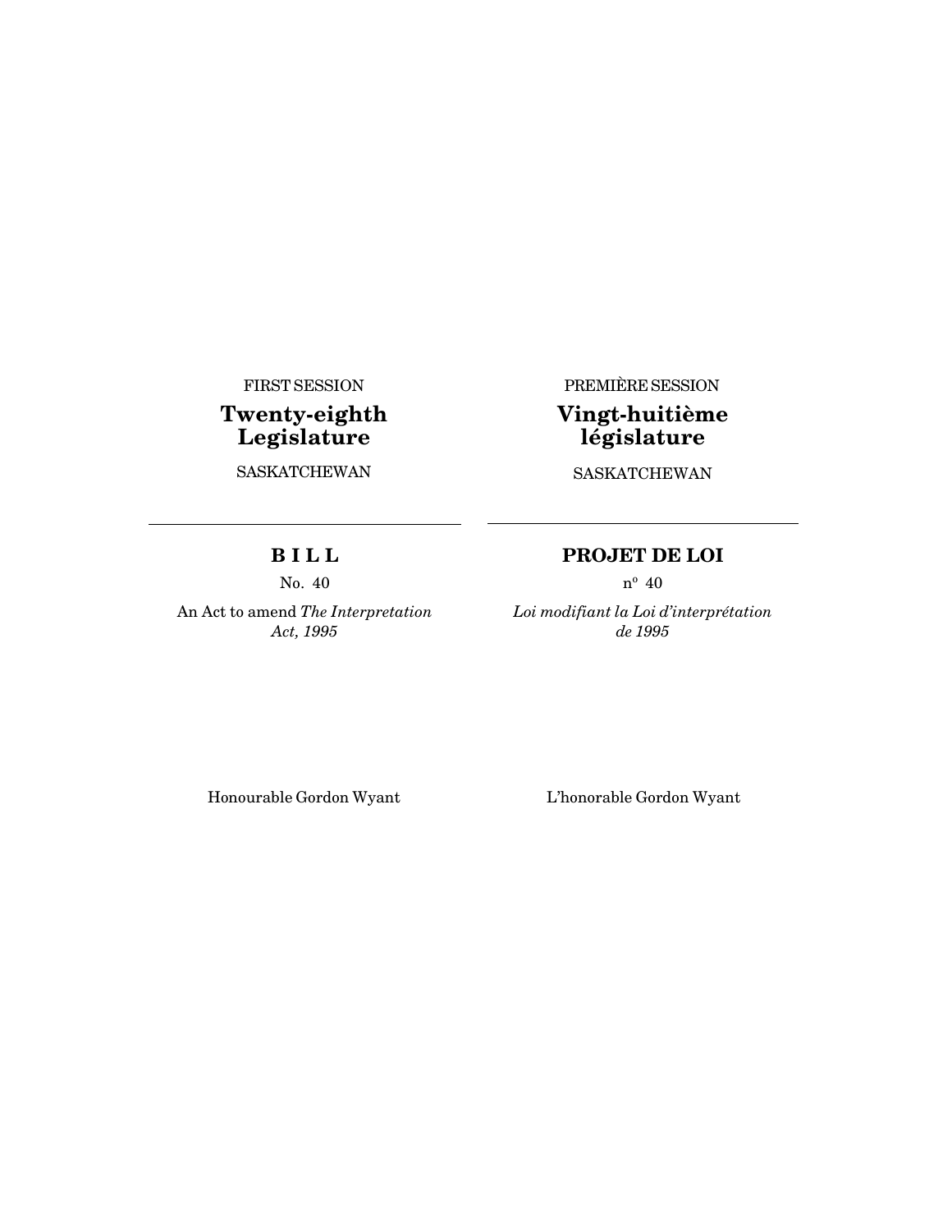FIRST SESSION

## Twenty-eighth Legislature

SASKATCHEWAN

---

## B I L L

No. 40

An Act to amend *The Interpretation Act, 1995*

Honourable Gordon Wyant

PREMIÈRE SESSION

## Vingt-huitième législature

SASKATCHEWAN

---

## PROJET DE LOI

n° 40

*Loi modifiant la Loi d'interprétation de 1995*

L'honorable Gordon Wyant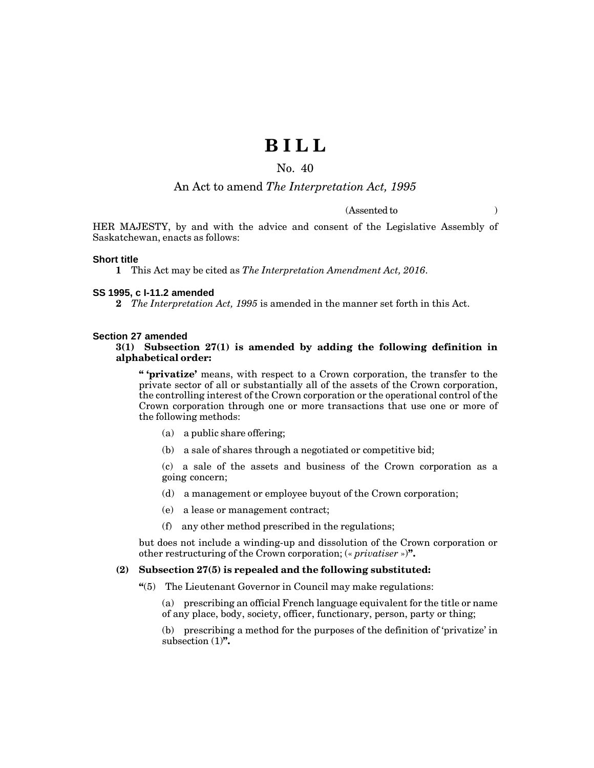# BILL

## No. 40

### An Act to amend *The Interpretation Act, 1995*

(Assented to )

HER MAJESTY, by and with the advice and consent of the Legislative Assembly of Saskatchewan, enacts as follows:

**Short title**

**1** This Act may be cited as *The Interpretation Amendment Act, 2016*.

**SS 1995, c I-11.2 amended**

**2** *The Interpretation Act, 1995* is amended in the manner set forth in this Act.

**Section 27 amended**

**3(1) Subsection 27(1) is amended by adding the following definition in alphabetical order:**

**" 'privatize'** means, with respect to a Crown corporation, the transfer to the private sector of all or substantially all of the assets of the Crown corporation, the controlling interest of the Crown corporation or the operational control of the Crown corporation through one or more transactions that use one or more of the following methods:

(a) a public share offering;

(b) a sale of shares through a negotiated or competitive bid;

(c) a sale of the assets and business of the Crown corporation as a going concern;

(d) a management or employee buyout of the Crown corporation;

(e) a lease or management contract;

(f) any other method prescribed in the regulations;

but does not include a winding-up and dissolution of the Crown corporation or other restructuring of the Crown corporation; (« *privatiser* »)**".**

**(2) Subsection 27(5) is repealed and the following substituted:**

**"**(5) The Lieutenant Governor in Council may make regulations:

(a) prescribing an official French language equivalent for the title or name of any place, body, society, officer, functionary, person, party or thing;

(b) prescribing a method for the purposes of the definition of 'privatize' in subsection (1)**".**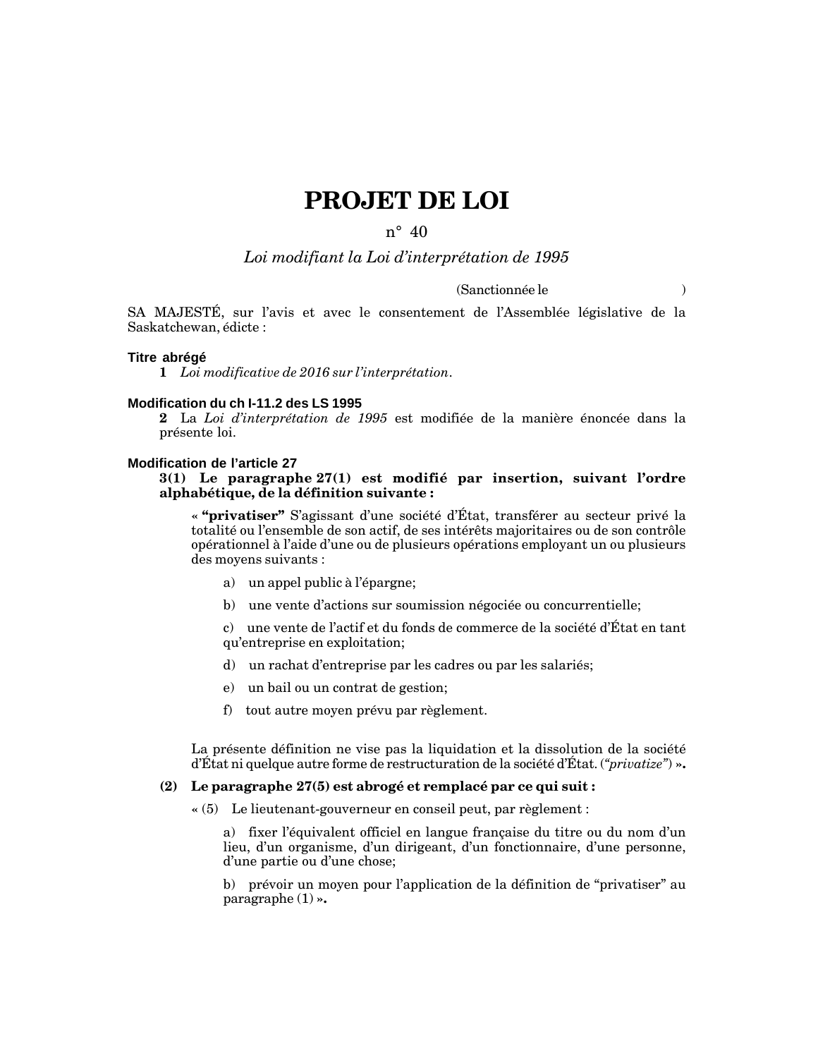# PROJET DE LOI

n° 40

*Loi modifiant la Loi d'interprétation de 1995*

(Sanctionnée le )

SA MAJESTÉ, sur l'avis et avec le consentement de l'Assemblée législative de la Saskatchewan, édicte :

### Titre abrégé

**1** *Loi modificative de 2016 sur l'interprétation*.

### Modification du ch I-11.2 des LS 1995

**2** La *Loi d'interprétation de 1995* est modifiée de la manière énoncée dans la présente loi.

### Modification de l'article 27

**3(1) Le paragraphe 27(1) est modifié par insertion, suivant l'ordre alphabétique, de la définition suivante :**

« **"privatiser"** S'agissant d'une société d'État, transférer au secteur privé la totalité ou l'ensemble de son actif, de ses intérêts majoritaires ou de son contrôle opérationnel à l'aide d'une ou de plusieurs opérations employant un ou plusieurs des moyens suivants :

a) un appel public à l'épargne;

b) une vente d'actions sur soumission négociée ou concurrentielle;

c) une vente de l'actif et du fonds de commerce de la société d'État en tant qu'entreprise en exploitation;

d) un rachat d'entreprise par les cadres ou par les salariés;

e) un bail ou un contrat de gestion;

f) tout autre moyen prévu par règlement.

La présente définition ne vise pas la liquidation et la dissolution de la société d'État ni quelque autre forme de restructuration de la société d'État. (*"privatize"*) **».**

**(2) Le paragraphe 27(5) est abrogé et remplacé par ce qui suit :**

« (5) Le lieutenant-gouverneur en conseil peut, par règlement :

a) fixer l'équivalent officiel en langue française du titre ou du nom d'un lieu, d'un organisme, d'un dirigeant, d'un fonctionnaire, d'une personne, d'une partie ou d'une chose;

b) prévoir un moyen pour l'application de la définition de "privatiser" au paragraphe (1) **».**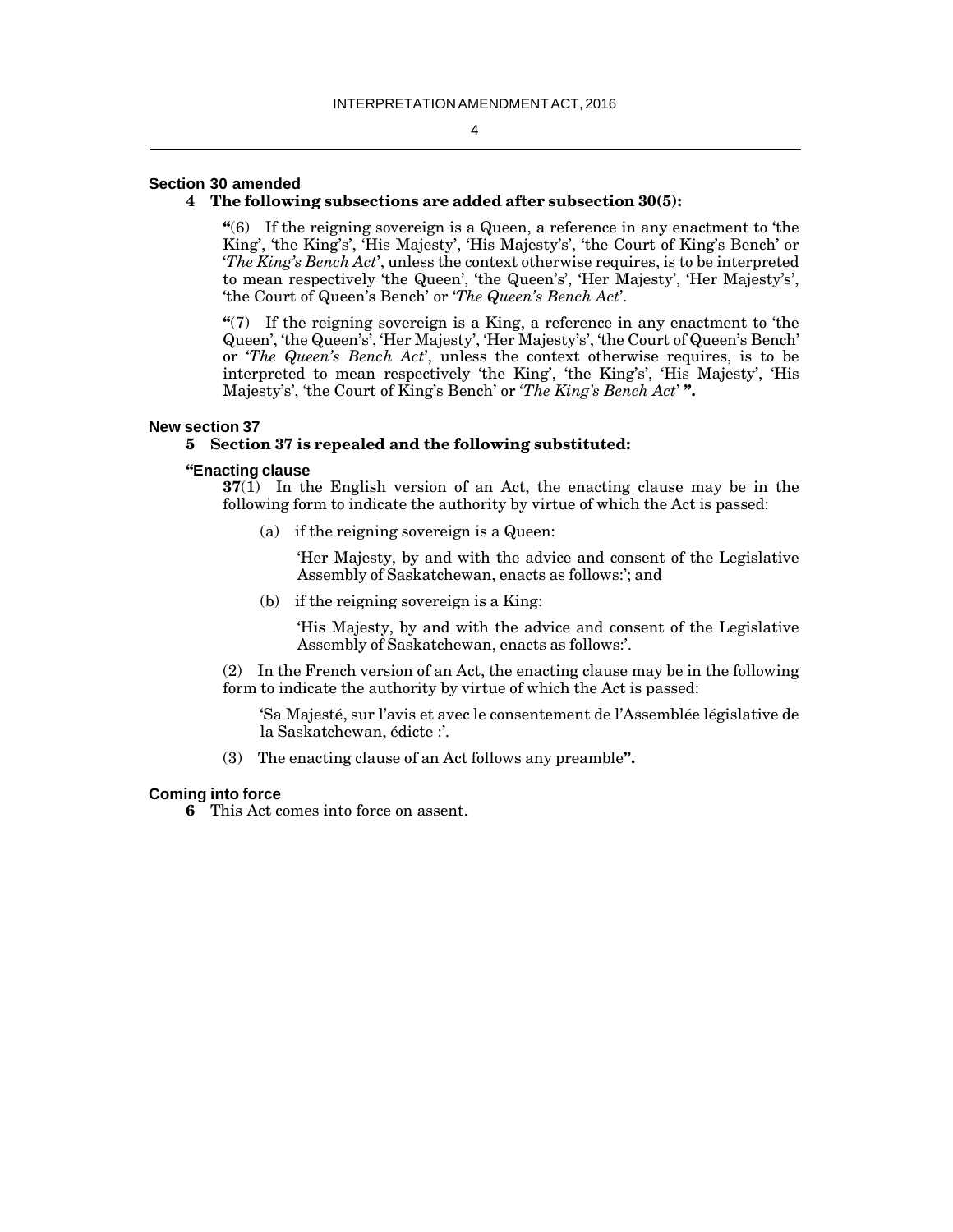### Section 30 amended

**4 The following subsections are added after subsection 30(5):**

**"**(6) If the reigning sovereign is a Queen, a reference in any enactment to 'the King', 'the King's', 'His Majesty', 'His Majesty's', 'the Court of King's Bench' or '*The King's Bench Act*', unless the context otherwise requires, is to be interpreted to mean respectively 'the Queen', 'the Queen's', 'Her Majesty', 'Her Majesty's', 'the Court of Queen's Bench' or '*The Queen's Bench Act*'.

**"**(7) If the reigning sovereign is a King, a reference in any enactment to 'the Queen', 'the Queen's', 'Her Majesty', 'Her Majesty's', 'the Court of Queen's Bench' or '*The Queen's Bench Act*', unless the context otherwise requires, is to be interpreted to mean respectively 'the King', 'the King's', 'His Majesty', 'His Majesty's', 'the Court of King's Bench' or '*The King's Bench Act*' **".**

### New section 37

**5 Section 37 is repealed and the following substituted:**

**"Enacting clause**

**37**(1) In the English version of an Act, the enacting clause may be in the following form to indicate the authority by virtue of which the Act is passed:

(a) if the reigning sovereign is a Queen:

'Her Majesty, by and with the advice and consent of the Legislative Assembly of Saskatchewan, enacts as follows:'; and

(b) if the reigning sovereign is a King:

'His Majesty, by and with the advice and consent of the Legislative Assembly of Saskatchewan, enacts as follows:'.

(2) In the French version of an Act, the enacting clause may be in the following form to indicate the authority by virtue of which the Act is passed:

'Sa Majesté, sur l'avis et avec le consentement de l'Assemblée législative de la Saskatchewan, édicte :'.

(3) The enacting clause of an Act follows any preamble**".**

### Coming into force

**6** This Act comes into force on assent.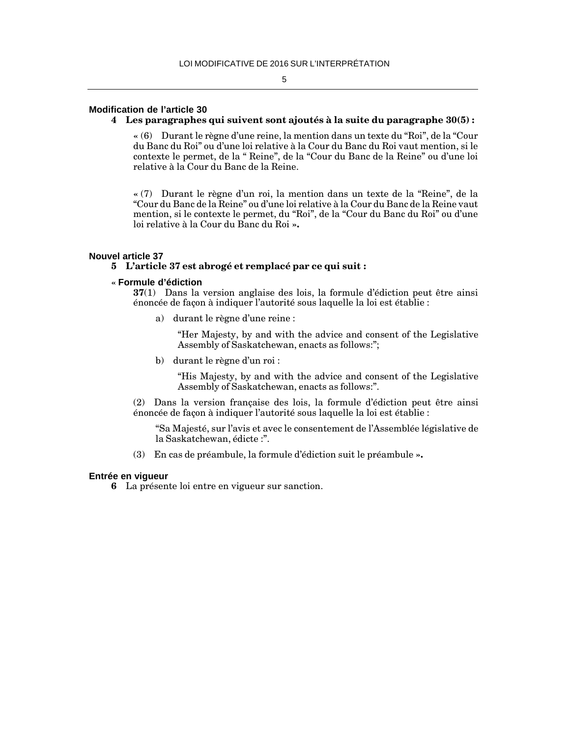### Modification de l'article 30

**4 Les paragraphes qui suivent sont ajoutés à la suite du paragraphe 30(5) :**

« (6) Durant le règne d'une reine, la mention dans un texte du “Roi”, de la “Cour du Banc du Roi” ou d'une loi relative à la Cour du Banc du Roi vaut mention, si le contexte le permet, de la “ Reine”, de la “Cour du Banc de la Reine” ou d'une loi relative à la Cour du Banc de la Reine.

« (7) Durant le règne d'un roi, la mention dans un texte de la “Reine”, de la “Cour du Banc de la Reine” ou d'une loi relative à la Cour du Banc de la Reine vaut mention, si le contexte le permet, du “Roi”, de la “Cour du Banc du Roi” ou d'une loi relative à la Cour du Banc du Roi **».**

### Nouvel article 37

**5 L'article 37 est abrogé et remplacé par ce qui suit :**

**« Formule d'édiction**

**37**(1) Dans la version anglaise des lois, la formule d'édiction peut être ainsi énoncée de façon à indiquer l'autorité sous laquelle la loi est établie :

a) durant le règne d'une reine :

“Her Majesty, by and with the advice and consent of the Legislative Assembly of Saskatchewan, enacts as follows:”;

b) durant le règne d'un roi :

“His Majesty, by and with the advice and consent of the Legislative Assembly of Saskatchewan, enacts as follows:”.

(2) Dans la version française des lois, la formule d'édiction peut être ainsi énoncée de façon à indiquer l'autorité sous laquelle la loi est établie :

“Sa Majesté, sur l'avis et avec le consentement de l'Assemblée législative de la Saskatchewan, édicte :”.

(3) En cas de préambule, la formule d'édiction suit le préambule **».**

### Entrée en vigueur

**6** La présente loi entre en vigueur sur sanction.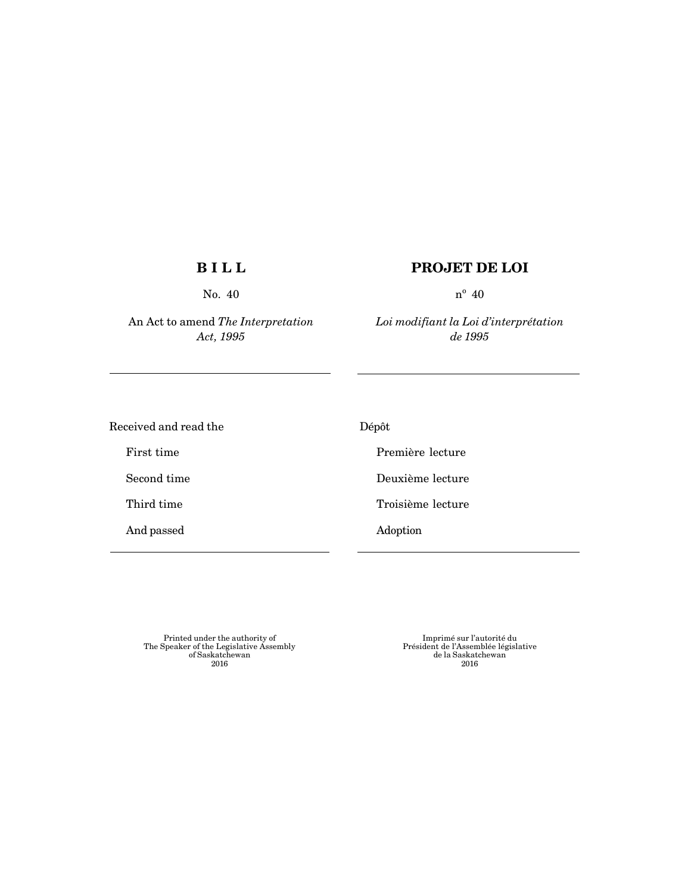# B I L L

No. 40

An Act to amend *The Interpretation Act, 1995*

---

Received and read the

First time

Second time

Third time

And passed

---

Printed under the authority of
The Speaker of the Legislative Assembly
of Saskatchewan
2016

# PROJET DE LOI

n° 40

*Loi modifiant la Loi d'interprétation de 1995*

---

Dépôt

Première lecture

Deuxième lecture

Troisième lecture

Adoption

---

Imprimé sur l'autorité du
Président de l'Assemblée législative
de la Saskatchewan
2016